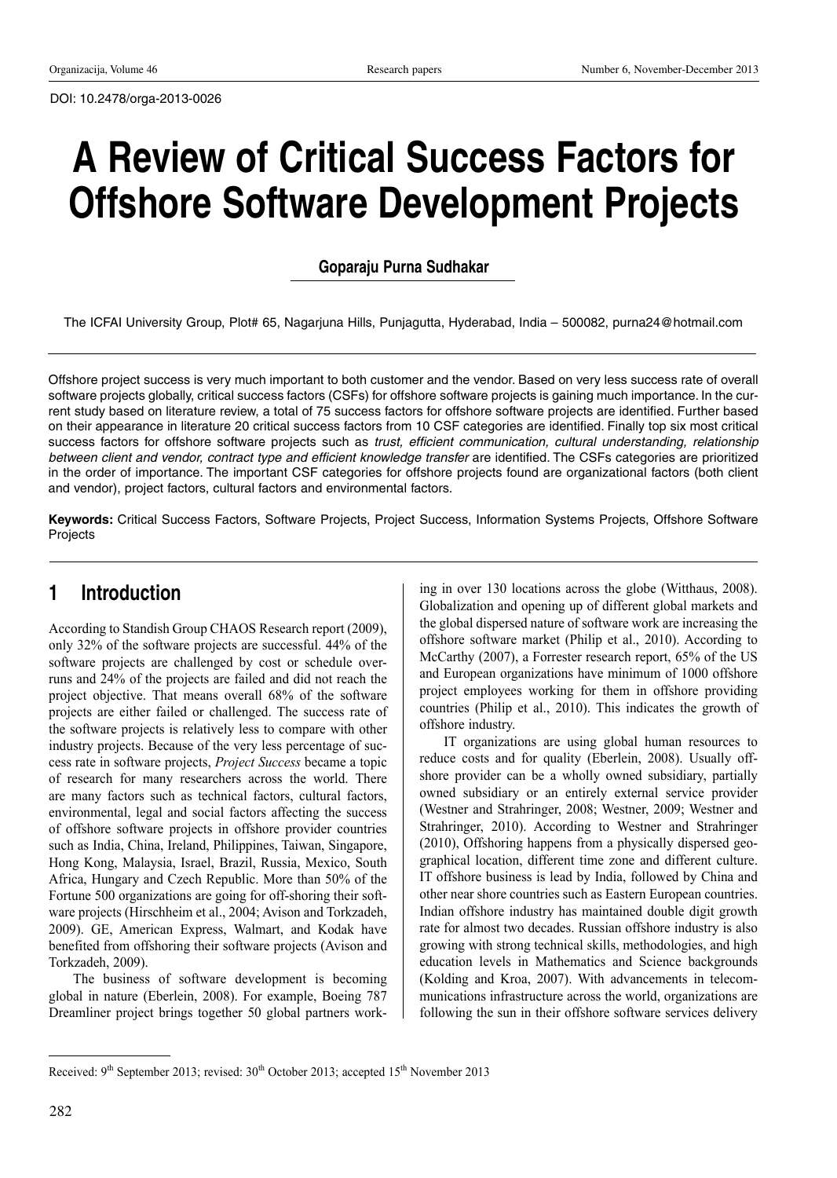DOI: 10.2478/orga-2013-0026

# A Review of Critical Success Factors for Offshore Software Development Projects

**Goparaju Purna Sudhakar**

The ICFAI University Group, Plot# 65, Nagarjuna Hills, Punjagutta, Hyderabad, India – 500082, purna24@hotmail.com

Offshore project success is very much important to both customer and the vendor. Based on very less success rate of overall software projects globally, critical success factors (CSFs) for offshore software projects is gaining much importance. In the current study based on literature review, a total of 75 success factors for offshore software projects are identified. Further based on their appearance in literature 20 critical success factors from 10 CSF categories are identified. Finally top six most critical success factors for offshore software projects such as *trust, efficient communication, cultural understanding, relationship between client and vendor, contract type and efficient knowledge transfer* are identified. The CSFs categories are prioritized in the order of importance. The important CSF categories for offshore projects found are organizational factors (both client and vendor), project factors, cultural factors and environmental factors.

**Keywords:** Critical Success Factors, Software Projects, Project Success, Information Systems Projects, Offshore Software Projects

## 1 Introduction

According to Standish Group CHAOS Research report (2009), only 32% of the software projects are successful. 44% of the software projects are challenged by cost or schedule overruns and 24% of the projects are failed and did not reach the project objective. That means overall 68% of the software projects are either failed or challenged. The success rate of the software projects is relatively less to compare with other industry projects. Because of the very less percentage of success rate in software projects, *Project Success* became a topic of research for many researchers across the world. There are many factors such as technical factors, cultural factors, environmental, legal and social factors affecting the success of offshore software projects in offshore provider countries such as India, China, Ireland, Philippines, Taiwan, Singapore, Hong Kong, Malaysia, Israel, Brazil, Russia, Mexico, South Africa, Hungary and Czech Republic. More than 50% of the Fortune 500 organizations are going for off-shoring their software projects (Hirschheim et al., 2004; Avison and Torkzadeh, 2009). GE, American Express, Walmart, and Kodak have benefited from offshoring their software projects (Avison and Torkzadeh, 2009).

The business of software development is becoming global in nature (Eberlein, 2008). For example, Boeing 787 Dreamliner project brings together 50 global partners working in over 130 locations across the globe (Witthaus, 2008). Globalization and opening up of different global markets and the global dispersed nature of software work are increasing the offshore software market (Philip et al., 2010). According to McCarthy (2007), a Forrester research report, 65% of the US and European organizations have minimum of 1000 offshore project employees working for them in offshore providing countries (Philip et al., 2010). This indicates the growth of offshore industry.

IT organizations are using global human resources to reduce costs and for quality (Eberlein, 2008). Usually offshore provider can be a wholly owned subsidiary, partially owned subsidiary or an entirely external service provider (Westner and Strahringer, 2008; Westner, 2009; Westner and Strahringer, 2010). According to Westner and Strahringer (2010), Offshoring happens from a physically dispersed geographical location, different time zone and different culture. IT offshore business is lead by India, followed by China and other near shore countries such as Eastern European countries. Indian offshore industry has maintained double digit growth rate for almost two decades. Russian offshore industry is also growing with strong technical skills, methodologies, and high education levels in Mathematics and Science backgrounds (Kolding and Kroa, 2007). With advancements in telecommunications infrastructure across the world, organizations are following the sun in their offshore software services delivery

Received: 9th September 2013; revised: 30th October 2013; accepted 15th November 2013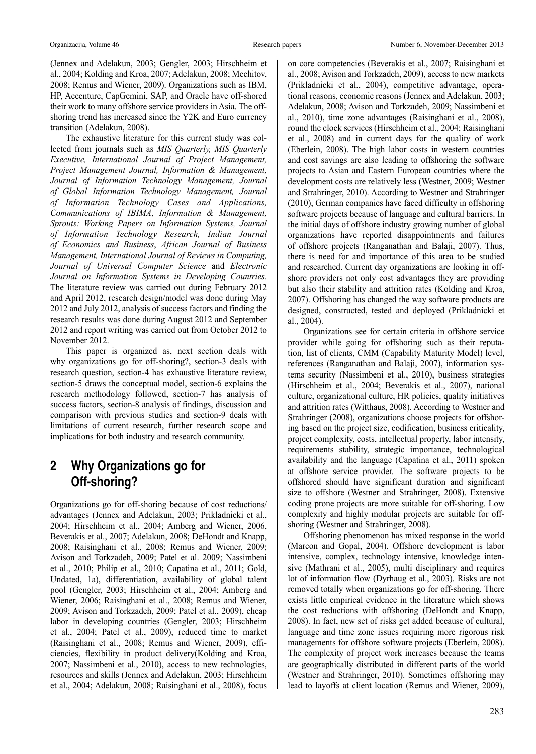(Jennex and Adelakun, 2003; Gengler, 2003; Hirschheim et al., 2004; Kolding and Kroa, 2007; Adelakun, 2008; Mechitov, 2008; Remus and Wiener, 2009). Organizations such as IBM, HP, Accenture, CapGemini, SAP, and Oracle have off-shored their work to many offshore service providers in Asia. The off-shoring trend has increased since the Y2K and Euro currency transition (Adelakun, 2008).

The exhaustive literature for this current study was collected from journals such as *MIS Quarterly, MIS Quarterly Executive, International Journal of Project Management, Project Management Journal, Information & Management, Journal of Information Technology Management, Journal of Global Information Technology Management, Journal of Information Technology Cases and Applications, Communications of IBIMA*, *Information & Management, Sprouts: Working Papers on Information Systems, Journal of Information Technology Research, Indian Journal of Economics and Business*, *African Journal of Business Management, International Journal of Reviews in Computing, Journal of Universal Computer Science* and *Electronic Journal on Information Systems in Developing Countries.* The literature review was carried out during February 2012 and April 2012, research design/model was done during May 2012 and July 2012, analysis of success factors and finding the research results was done during August 2012 and September 2012 and report writing was carried out from October 2012 to November 2012.

This paper is organized as, next section deals with why organizations go for off-shoring?, section-3 deals with research question, section-4 has exhaustive literature review, section-5 draws the conceptual model, section-6 explains the research methodology followed, section-7 has analysis of success factors, section-8 analysis of findings, discussion and comparison with previous studies and section-9 deals with limitations of current research, further research scope and implications for both industry and research community.

## 2 Why Organizations go for Off-shoring?

Organizations go for off-shoring because of cost reductions/advantages (Jennex and Adelakun, 2003; Prikladnicki et al., 2004; Hirschheim et al., 2004; Amberg and Wiener, 2006, Beverakis et al., 2007; Adelakun, 2008; DeHondt and Knapp, 2008; Raisinghani et al., 2008; Remus and Wiener, 2009; Avison and Torkzadeh, 2009; Patel et al. 2009; Nassimbeni et al., 2010; Philip et al., 2010; Capatina et al., 2011; Gold, Undated, 1a), differentiation, availability of global talent pool (Gengler, 2003; Hirschheim et al., 2004; Amberg and Wiener, 2006; Raisinghani et al., 2008; Remus and Wiener, 2009; Avison and Torkzadeh, 2009; Patel et al., 2009), cheap labor in developing countries (Gengler, 2003; Hirschheim et al., 2004; Patel et al., 2009), reduced time to market (Raisinghani et al., 2008; Remus and Wiener, 2009), efficiencies, flexibility in product delivery(Kolding and Kroa, 2007; Nassimbeni et al., 2010), access to new technologies, resources and skills (Jennex and Adelakun, 2003; Hirschheim et al., 2004; Adelakun, 2008; Raisinghani et al., 2008), focus on core competencies (Beverakis et al., 2007; Raisinghani et al., 2008; Avison and Torkzadeh, 2009), access to new markets (Prikladnicki et al., 2004), competitive advantage, operational reasons, economic reasons (Jennex and Adelakun, 2003; Adelakun, 2008; Avison and Torkzadeh, 2009; Nassimbeni et al., 2010), time zone advantages (Raisinghani et al., 2008), round the clock services (Hirschheim et al., 2004; Raisinghani et al., 2008) and in current days for the quality of work (Eberlein, 2008). The high labor costs in western countries and cost savings are also leading to offshoring the software projects to Asian and Eastern European countries where the development costs are relatively less (Westner, 2009; Westner and Strahringer, 2010). According to Westner and Strahringer (2010), German companies have faced difficulty in offshoring software projects because of language and cultural barriers. In the initial days of offshore industry growing number of global organizations have reported disappointments and failures of offshore projects (Ranganathan and Balaji, 2007). Thus, there is need for and importance of this area to be studied and researched. Current day organizations are looking in offshore providers not only cost advantages they are providing but also their stability and attrition rates (Kolding and Kroa, 2007). Offshoring has changed the way software products are designed, constructed, tested and deployed (Prikladnicki et al., 2004).

Organizations see for certain criteria in offshore service provider while going for offshoring such as their reputation, list of clients, CMM (Capability Maturity Model) level, references (Ranganathan and Balaji, 2007), information systems security (Nassimbeni et al., 2010), business strategies (Hirschheim et al., 2004; Beverakis et al., 2007), national culture, organizational culture, HR policies, quality initiatives and attrition rates (Witthaus, 2008). According to Westner and Strahringer (2008), organizations choose projects for offshoring based on the project size, codification, business criticality, project complexity, costs, intellectual property, labor intensity, requirements stability, strategic importance, technological availability and the language (Capatina et al., 2011) spoken at offshore service provider. The software projects to be offshored should have significant duration and significant size to offshore (Westner and Strahringer, 2008). Extensive coding prone projects are more suitable for off-shoring. Low complexity and highly modular projects are suitable for offshoring (Westner and Strahringer, 2008).

Offshoring phenomenon has mixed response in the world (Marcon and Gopal, 2004). Offshore development is labor intensive, complex, technology intensive, knowledge intensive (Mathrani et al., 2005), multi disciplinary and requires lot of information flow (Dyrhaug et al., 2003). Risks are not removed totally when organizations go for off-shoring. There exists little empirical evidence in the literature which shows the cost reductions with offshoring (DeHondt and Knapp, 2008). In fact, new set of risks get added because of cultural, language and time zone issues requiring more rigorous risk managements for offshore software projects (Eberlein, 2008). The complexity of project work increases because the teams are geographically distributed in different parts of the world (Westner and Strahringer, 2010). Sometimes offshoring may lead to layoffs at client location (Remus and Wiener, 2009),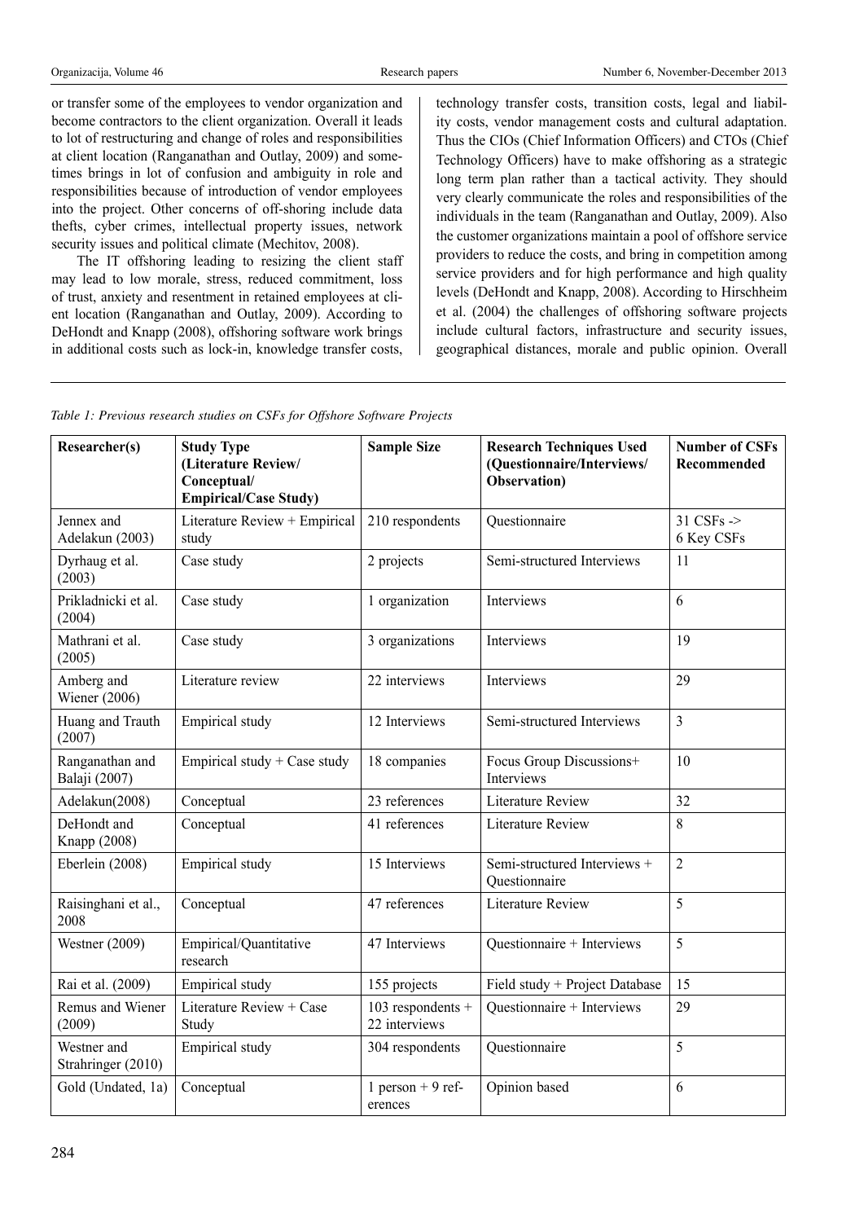or transfer some of the employees to vendor organization and become contractors to the client organization. Overall it leads to lot of restructuring and change of roles and responsibilities at client location (Ranganathan and Outlay, 2009) and sometimes brings in lot of confusion and ambiguity in role and responsibilities because of introduction of vendor employees into the project. Other concerns of off-shoring include data thefts, cyber crimes, intellectual property issues, network security issues and political climate (Mechitov, 2008).

The IT offshoring leading to resizing the client staff may lead to low morale, stress, reduced commitment, loss of trust, anxiety and resentment in retained employees at client location (Ranganathan and Outlay, 2009). According to DeHondt and Knapp (2008), offshoring software work brings in additional costs such as lock-in, knowledge transfer costs, technology transfer costs, transition costs, legal and liability costs, vendor management costs and cultural adaptation. Thus the CIOs (Chief Information Officers) and CTOs (Chief Technology Officers) have to make offshoring as a strategic long term plan rather than a tactical activity. They should very clearly communicate the roles and responsibilities of the individuals in the team (Ranganathan and Outlay, 2009). Also the customer organizations maintain a pool of offshore service providers to reduce the costs, and bring in competition among service providers and for high performance and high quality levels (DeHondt and Knapp, 2008). According to Hirschheim et al. (2004) the challenges of offshoring software projects include cultural factors, infrastructure and security issues, geographical distances, morale and public opinion. Overall

*Table 1: Previous research studies on CSFs for Offshore Software Projects*

| Researcher(s) | Study Type (Literature Review/ Conceptual/ Empirical/Case Study) | Sample Size | Research Techniques Used (Questionnaire/Interviews/ Observation) | Number of CSFs Recommended |
|---|---|---|---|---|
| Jennex and Adelakun (2003) | Literature Review + Empirical study | 210 respondents | Questionnaire | 31 CSFs -> 6 Key CSFs |
| Dyrhaug et al. (2003) | Case study | 2 projects | Semi-structured Interviews | 11 |
| Prikladnicki et al. (2004) | Case study | 1 organization | Interviews | 6 |
| Mathrani et al. (2005) | Case study | 3 organizations | Interviews | 19 |
| Amberg and Wiener (2006) | Literature review | 22 interviews | Interviews | 29 |
| Huang and Trauth (2007) | Empirical study | 12 Interviews | Semi-structured Interviews | 3 |
| Ranganathan and Balaji (2007) | Empirical study + Case study | 18 companies | Focus Group Discussions+ Interviews | 10 |
| Adelakun(2008) | Conceptual | 23 references | Literature Review | 32 |
| DeHondt and Knapp (2008) | Conceptual | 41 references | Literature Review | 8 |
| Eberlein (2008) | Empirical study | 15 Interviews | Semi-structured Interviews + Questionnaire | 2 |
| Raisinghani et al., 2008 | Conceptual | 47 references | Literature Review | 5 |
| Westner (2009) | Empirical/Quantitative research | 47 Interviews | Questionnaire + Interviews | 5 |
| Rai et al. (2009) | Empirical study | 155 projects | Field study + Project Database | 15 |
| Remus and Wiener (2009) | Literature Review + Case Study | 103 respondents + 22 interviews | Questionnaire + Interviews | 29 |
| Westner and Strahringer (2010) | Empirical study | 304 respondents | Questionnaire | 5 |
| Gold (Undated, 1a) | Conceptual | 1 person + 9 references | Opinion based | 6 |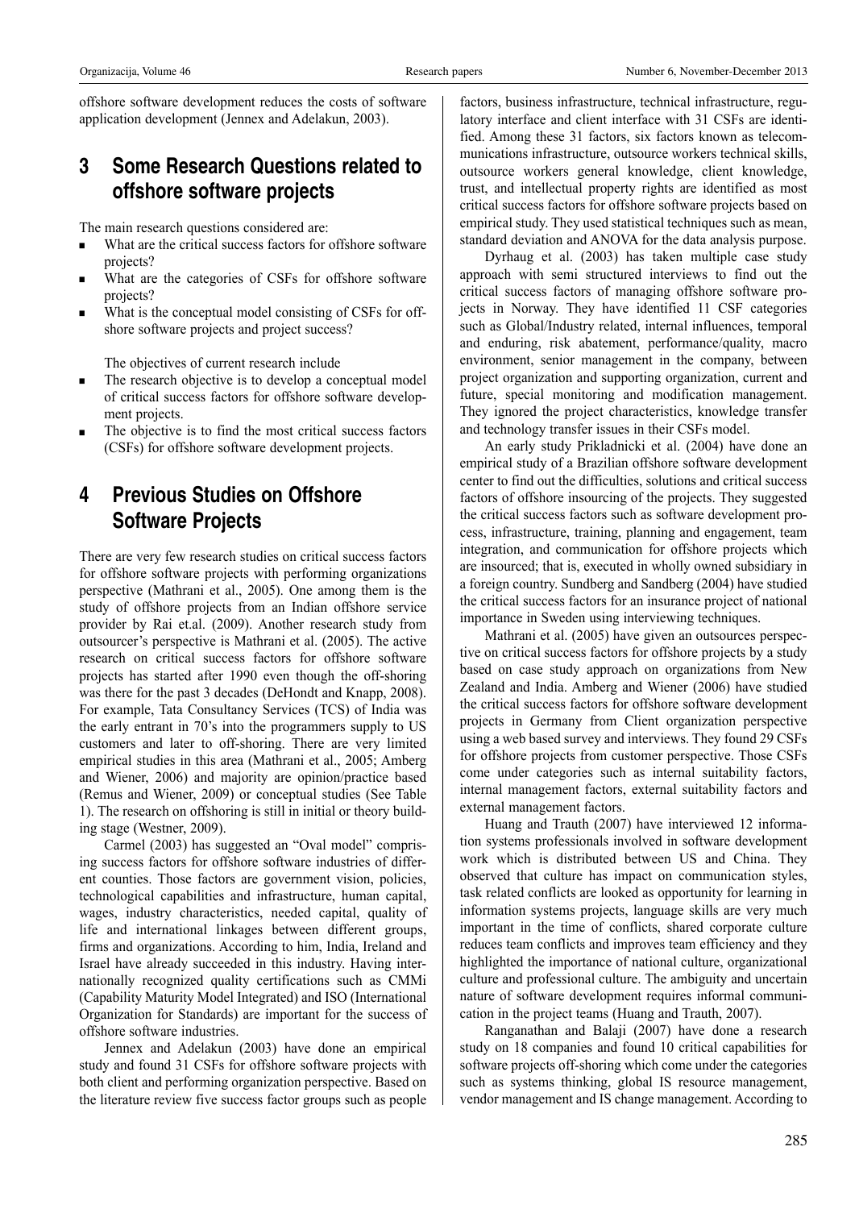offshore software development reduces the costs of software application development (Jennex and Adelakun, 2003).

## 3 Some Research Questions related to offshore software projects

The main research questions considered are:

- What are the critical success factors for offshore software projects?
- What are the categories of CSFs for offshore software projects?
- What is the conceptual model consisting of CSFs for offshore software projects and project success?

The objectives of current research include

- The research objective is to develop a conceptual model of critical success factors for offshore software development projects.
- The objective is to find the most critical success factors (CSFs) for offshore software development projects.

## 4 Previous Studies on Offshore Software Projects

There are very few research studies on critical success factors for offshore software projects with performing organizations perspective (Mathrani et al., 2005). One among them is the study of offshore projects from an Indian offshore service provider by Rai et.al. (2009). Another research study from outsourcer's perspective is Mathrani et al. (2005). The active research on critical success factors for offshore software projects has started after 1990 even though the off-shoring was there for the past 3 decades (DeHondt and Knapp, 2008). For example, Tata Consultancy Services (TCS) of India was the early entrant in 70's into the programmers supply to US customers and later to off-shoring. There are very limited empirical studies in this area (Mathrani et al., 2005; Amberg and Wiener, 2006) and majority are opinion/practice based (Remus and Wiener, 2009) or conceptual studies (See Table 1). The research on offshoring is still in initial or theory building stage (Westner, 2009).

Carmel (2003) has suggested an "Oval model" comprising success factors for offshore software industries of different counties. Those factors are government vision, policies, technological capabilities and infrastructure, human capital, wages, industry characteristics, needed capital, quality of life and international linkages between different groups, firms and organizations. According to him, India, Ireland and Israel have already succeeded in this industry. Having internationally recognized quality certifications such as CMMi (Capability Maturity Model Integrated) and ISO (International Organization for Standards) are important for the success of offshore software industries.

Jennex and Adelakun (2003) have done an empirical study and found 31 CSFs for offshore software projects with both client and performing organization perspective. Based on the literature review five success factor groups such as people factors, business infrastructure, technical infrastructure, regulatory interface and client interface with 31 CSFs are identified. Among these 31 factors, six factors known as telecommunications infrastructure, outsource workers technical skills, outsource workers general knowledge, client knowledge, trust, and intellectual property rights are identified as most critical success factors for offshore software projects based on empirical study. They used statistical techniques such as mean, standard deviation and ANOVA for the data analysis purpose.

Dyrhaug et al. (2003) has taken multiple case study approach with semi structured interviews to find out the critical success factors of managing offshore software projects in Norway. They have identified 11 CSF categories such as Global/Industry related, internal influences, temporal and enduring, risk abatement, performance/quality, macro environment, senior management in the company, between project organization and supporting organization, current and future, special monitoring and modification management. They ignored the project characteristics, knowledge transfer and technology transfer issues in their CSFs model.

An early study Prikladnicki et al. (2004) have done an empirical study of a Brazilian offshore software development center to find out the difficulties, solutions and critical success factors of offshore insourcing of the projects. They suggested the critical success factors such as software development process, infrastructure, training, planning and engagement, team integration, and communication for offshore projects which are insourced; that is, executed in wholly owned subsidiary in a foreign country. Sundberg and Sandberg (2004) have studied the critical success factors for an insurance project of national importance in Sweden using interviewing techniques.

Mathrani et al. (2005) have given an outsources perspective on critical success factors for offshore projects by a study based on case study approach on organizations from New Zealand and India. Amberg and Wiener (2006) have studied the critical success factors for offshore software development projects in Germany from Client organization perspective using a web based survey and interviews. They found 29 CSFs for offshore projects from customer perspective. Those CSFs come under categories such as internal suitability factors, internal management factors, external suitability factors and external management factors.

Huang and Trauth (2007) have interviewed 12 information systems professionals involved in software development work which is distributed between US and China. They observed that culture has impact on communication styles, task related conflicts are looked as opportunity for learning in information systems projects, language skills are very much important in the time of conflicts, shared corporate culture reduces team conflicts and improves team efficiency and they highlighted the importance of national culture, organizational culture and professional culture. The ambiguity and uncertain nature of software development requires informal communication in the project teams (Huang and Trauth, 2007).

Ranganathan and Balaji (2007) have done a research study on 18 companies and found 10 critical capabilities for software projects off-shoring which come under the categories such as systems thinking, global IS resource management, vendor management and IS change management. According to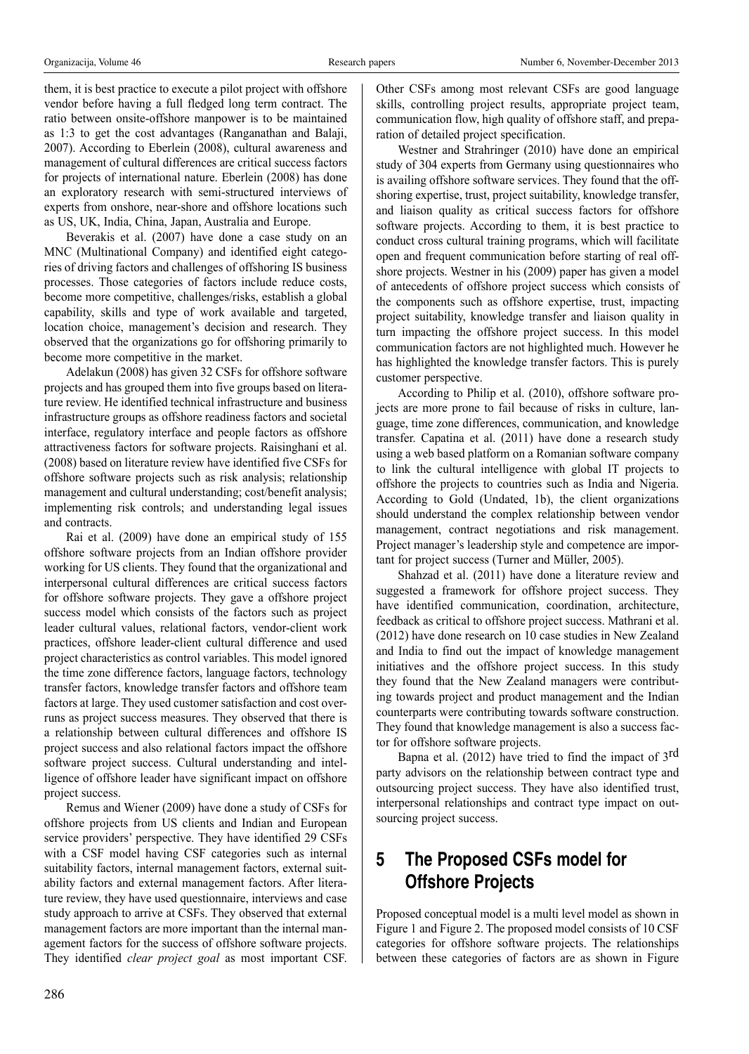them, it is best practice to execute a pilot project with offshore vendor before having a full fledged long term contract. The ratio between onsite-offshore manpower is to be maintained as 1:3 to get the cost advantages (Ranganathan and Balaji, 2007). According to Eberlein (2008), cultural awareness and management of cultural differences are critical success factors for projects of international nature. Eberlein (2008) has done an exploratory research with semi-structured interviews of experts from onshore, near-shore and offshore locations such as US, UK, India, China, Japan, Australia and Europe.

Beverakis et al. (2007) have done a case study on an MNC (Multinational Company) and identified eight categories of driving factors and challenges of offshoring IS business processes. Those categories of factors include reduce costs, become more competitive, challenges/risks, establish a global capability, skills and type of work available and targeted, location choice, management's decision and research. They observed that the organizations go for offshoring primarily to become more competitive in the market.

Adelakun (2008) has given 32 CSFs for offshore software projects and has grouped them into five groups based on literature review. He identified technical infrastructure and business infrastructure groups as offshore readiness factors and societal interface, regulatory interface and people factors as offshore attractiveness factors for software projects. Raisinghani et al. (2008) based on literature review have identified five CSFs for offshore software projects such as risk analysis; relationship management and cultural understanding; cost/benefit analysis; implementing risk controls; and understanding legal issues and contracts.

Rai et al. (2009) have done an empirical study of 155 offshore software projects from an Indian offshore provider working for US clients. They found that the organizational and interpersonal cultural differences are critical success factors for offshore software projects. They gave a offshore project success model which consists of the factors such as project leader cultural values, relational factors, vendor-client work practices, offshore leader-client cultural difference and used project characteristics as control variables. This model ignored the time zone difference factors, language factors, technology transfer factors, knowledge transfer factors and offshore team factors at large. They used customer satisfaction and cost overruns as project success measures. They observed that there is a relationship between cultural differences and offshore IS project success and also relational factors impact the offshore software project success. Cultural understanding and intelligence of offshore leader have significant impact on offshore project success.

Remus and Wiener (2009) have done a study of CSFs for offshore projects from US clients and Indian and European service providers' perspective. They have identified 29 CSFs with a CSF model having CSF categories such as internal suitability factors, internal management factors, external suitability factors and external management factors. After literature review, they have used questionnaire, interviews and case study approach to arrive at CSFs. They observed that external management factors are more important than the internal management factors for the success of offshore software projects. They identified *clear project goal* as most important CSF. Other CSFs among most relevant CSFs are good language skills, controlling project results, appropriate project team, communication flow, high quality of offshore staff, and preparation of detailed project specification.

Westner and Strahringer (2010) have done an empirical study of 304 experts from Germany using questionnaires who is availing offshore software services. They found that the offshoring expertise, trust, project suitability, knowledge transfer, and liaison quality as critical success factors for offshore software projects. According to them, it is best practice to conduct cross cultural training programs, which will facilitate open and frequent communication before starting of real offshore projects. Westner in his (2009) paper has given a model of antecedents of offshore project success which consists of the components such as offshore expertise, trust, impacting project suitability, knowledge transfer and liaison quality in turn impacting the offshore project success. In this model communication factors are not highlighted much. However he has highlighted the knowledge transfer factors. This is purely customer perspective.

According to Philip et al. (2010), offshore software projects are more prone to fail because of risks in culture, language, time zone differences, communication, and knowledge transfer. Capatina et al. (2011) have done a research study using a web based platform on a Romanian software company to link the cultural intelligence with global IT projects to offshore the projects to countries such as India and Nigeria. According to Gold (Undated, 1b), the client organizations should understand the complex relationship between vendor management, contract negotiations and risk management. Project manager's leadership style and competence are important for project success (Turner and Müller, 2005).

Shahzad et al. (2011) have done a literature review and suggested a framework for offshore project success. They have identified communication, coordination, architecture, feedback as critical to offshore project success. Mathrani et al. (2012) have done research on 10 case studies in New Zealand and India to find out the impact of knowledge management initiatives and the offshore project success. In this study they found that the New Zealand managers were contributing towards project and product management and the Indian counterparts were contributing towards software construction. They found that knowledge management is also a success factor for offshore software projects.

Bapna et al. (2012) have tried to find the impact of 3rd party advisors on the relationship between contract type and outsourcing project success. They have also identified trust, interpersonal relationships and contract type impact on outsourcing project success.

## 5 The Proposed CSFs model for Offshore Projects

Proposed conceptual model is a multi level model as shown in Figure 1 and Figure 2. The proposed model consists of 10 CSF categories for offshore software projects. The relationships between these categories of factors are as shown in Figure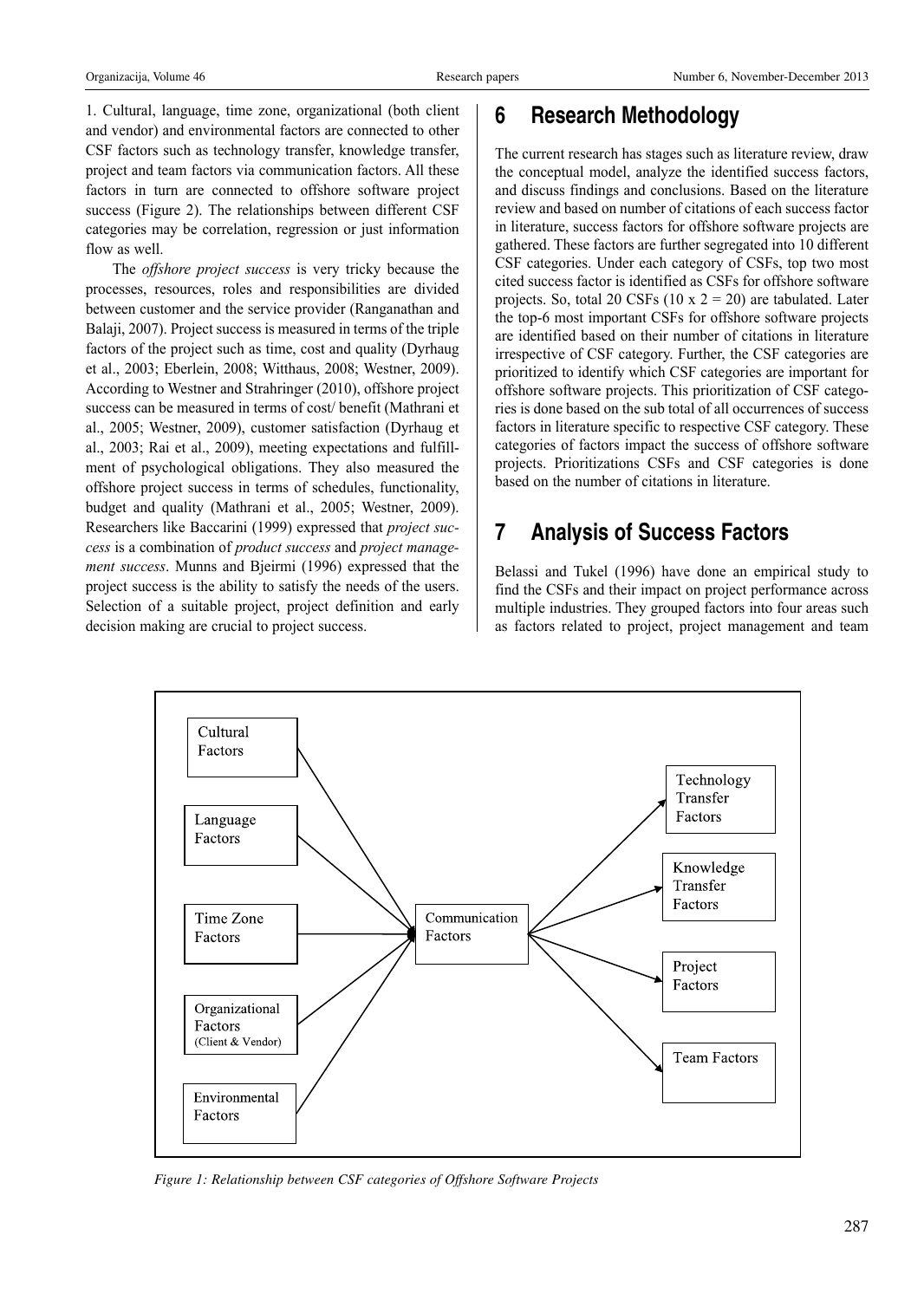1. Cultural, language, time zone, organizational (both client and vendor) and environmental factors are connected to other CSF factors such as technology transfer, knowledge transfer, project and team factors via communication factors. All these factors in turn are connected to offshore software project success (Figure 2). The relationships between different CSF categories may be correlation, regression or just information flow as well.

The *offshore project success* is very tricky because the processes, resources, roles and responsibilities are divided between customer and the service provider (Ranganathan and Balaji, 2007). Project success is measured in terms of the triple factors of the project such as time, cost and quality (Dyrhaug et al., 2003; Eberlein, 2008; Witthaus, 2008; Westner, 2009). According to Westner and Strahringer (2010), offshore project success can be measured in terms of cost/ benefit (Mathrani et al., 2005; Westner, 2009), customer satisfaction (Dyrhaug et al., 2003; Rai et al., 2009), meeting expectations and fulfillment of psychological obligations. They also measured the offshore project success in terms of schedules, functionality, budget and quality (Mathrani et al., 2005; Westner, 2009). Researchers like Baccarini (1999) expressed that *project success* is a combination of *product success* and *project management success*. Munns and Bjeirmi (1996) expressed that the project success is the ability to satisfy the needs of the users. Selection of a suitable project, project definition and early decision making are crucial to project success.

## 6 Research Methodology

The current research has stages such as literature review, draw the conceptual model, analyze the identified success factors, and discuss findings and conclusions. Based on the literature review and based on number of citations of each success factor in literature, success factors for offshore software projects are gathered. These factors are further segregated into 10 different CSF categories. Under each category of CSFs, top two most cited success factor is identified as CSFs for offshore software projects. So, total 20 CSFs (10 x 2 = 20) are tabulated. Later the top-6 most important CSFs for offshore software projects are identified based on their number of citations in literature irrespective of CSF category. Further, the CSF categories are prioritized to identify which CSF categories are important for offshore software projects. This prioritization of CSF categories is done based on the sub total of all occurrences of success factors in literature specific to respective CSF category. These categories of factors impact the success of offshore software projects. Prioritizations CSFs and CSF categories is done based on the number of citations in literature.

## 7 Analysis of Success Factors

Belassi and Tukel (1996) have done an empirical study to find the CSFs and their impact on project performance across multiple industries. They grouped factors into four areas such as factors related to project, project management and team

Cultural Factors, Language Factors, Time Zone Factors, Organizational Factors (Client & Vendor), Environmental Factors → Communication Factors → Technology Transfer Factors, Knowledge Transfer Factors, Project Factors, Team Factors

*Figure 1: Relationship between CSF categories of Offshore Software Projects*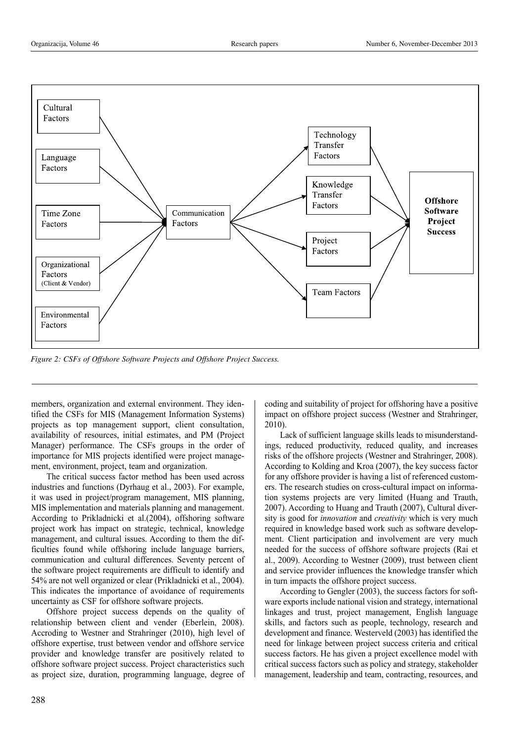Figure 2: CSFs of Offshore Software Projects and Offshore Project Success.

members, organization and external environment. They identified the CSFs for MIS (Management Information Systems) projects as top management support, client consultation, availability of resources, initial estimates, and PM (Project Manager) performance. The CSFs groups in the order of importance for MIS projects identified were project management, environment, project, team and organization.

The critical success factor method has been used across industries and functions (Dyrhaug et al., 2003). For example, it was used in project/program management, MIS planning, MIS implementation and materials planning and management. According to Prikladnicki et al.(2004), offshoring software project work has impact on strategic, technical, knowledge management, and cultural issues. According to them the difficulties found while offshoring include language barriers, communication and cultural differences. Seventy percent of the software project requirements are difficult to identify and 54% are not well organized or clear (Prikladnicki et al., 2004). This indicates the importance of avoidance of requirements uncertainty as CSF for offshore software projects.

Offshore project success depends on the quality of relationship between client and vender (Eberlein, 2008). Accroding to Westner and Strahringer (2010), high level of offshore expertise, trust between vendor and offshore service provider and knowledge transfer are positively related to offshore software project success. Project characteristics such as project size, duration, programming language, degree of coding and suitability of project for offshoring have a positive impact on offshore project success (Westner and Strahringer, 2010).

Lack of sufficient language skills leads to misunderstandings, reduced productivity, reduced quality, and increases risks of the offshore projects (Westner and Strahringer, 2008). According to Kolding and Kroa (2007), the key success factor for any offshore provider is having a list of referenced customers. The research studies on cross-cultural impact on information systems projects are very limited (Huang and Trauth, 2007). According to Huang and Trauth (2007), Cultural diversity is good for *innovation* and *creativity* which is very much required in knowledge based work such as software development. Client participation and involvement are very much needed for the success of offshore software projects (Rai et al., 2009). According to Westner (2009), trust between client and service provider influences the knowledge transfer which in turn impacts the offshore project success.

According to Gengler (2003), the success factors for software exports include national vision and strategy, international linkages and trust, project management, English language skills, and factors such as people, technology, research and development and finance. Westerveld (2003) has identified the need for linkage between project success criteria and critical success factors. He has given a project excellence model with critical success factors such as policy and strategy, stakeholder management, leadership and team, contracting, resources, and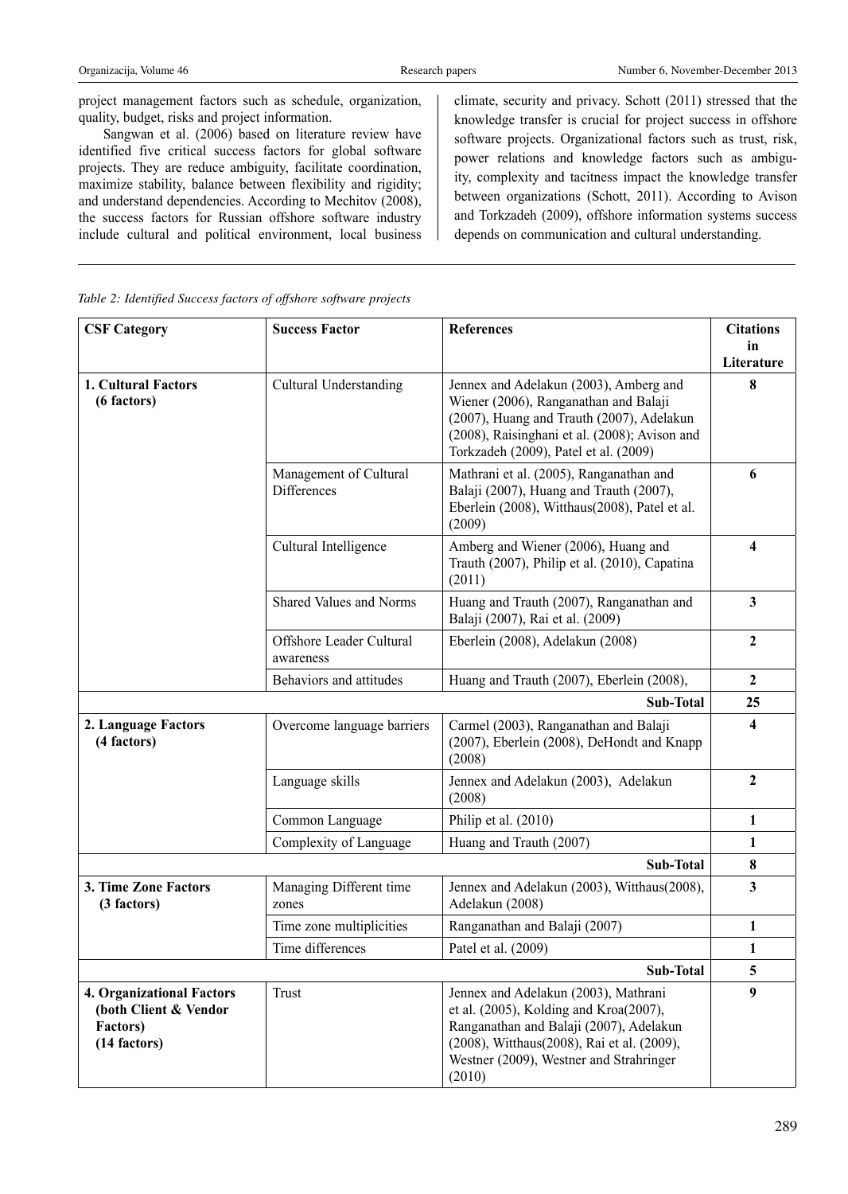project management factors such as schedule, organization, quality, budget, risks and project information.

Sangwan et al. (2006) based on literature review have identified five critical success factors for global software projects. They are reduce ambiguity, facilitate coordination, maximize stability, balance between flexibility and rigidity; and understand dependencies. According to Mechitov (2008), the success factors for Russian offshore software industry include cultural and political environment, local business climate, security and privacy. Schott (2011) stressed that the knowledge transfer is crucial for project success in offshore software projects. Organizational factors such as trust, risk, power relations and knowledge factors such as ambiguity, complexity and tacitness impact the knowledge transfer between organizations (Schott, 2011). According to Avison and Torkzadeh (2009), offshore information systems success depends on communication and cultural understanding.

*Table 2: Identified Success factors of offshore software projects*

| CSF Category | Success Factor | References | Citations in Literature |
|---|---|---|---|
| **1. Cultural Factors (6 factors)** | Cultural Understanding | Jennex and Adelakun (2003), Amberg and Wiener (2006), Ranganathan and Balaji (2007), Huang and Trauth (2007), Adelakun (2008), Raisinghani et al. (2008); Avison and Torkzadeh (2009), Patel et al. (2009) | **8** |
| | Management of Cultural Differences | Mathrani et al. (2005), Ranganathan and Balaji (2007), Huang and Trauth (2007), Eberlein (2008), Witthaus(2008), Patel et al. (2009) | **6** |
| | Cultural Intelligence | Amberg and Wiener (2006), Huang and Trauth (2007), Philip et al. (2010), Capatina (2011) | **4** |
| | Shared Values and Norms | Huang and Trauth (2007), Ranganathan and Balaji (2007), Rai et al. (2009) | **3** |
| | Offshore Leader Cultural awareness | Eberlein (2008), Adelakun (2008) | **2** |
| | Behaviors and attitudes | Huang and Trauth (2007), Eberlein (2008), | **2** |
| | | **Sub-Total** | **25** |
| **2. Language Factors (4 factors)** | Overcome language barriers | Carmel (2003), Ranganathan and Balaji (2007), Eberlein (2008), DeHondt and Knapp (2008) | **4** |
| | Language skills | Jennex and Adelakun (2003), Adelakun (2008) | **2** |
| | Common Language | Philip et al. (2010) | **1** |
| | Complexity of Language | Huang and Trauth (2007) | **1** |
| | | **Sub-Total** | **8** |
| **3. Time Zone Factors (3 factors)** | Managing Different time zones | Jennex and Adelakun (2003), Witthaus(2008), Adelakun (2008) | **3** |
| | Time zone multiplicities | Ranganathan and Balaji (2007) | **1** |
| | Time differences | Patel et al. (2009) | **1** |
| | | **Sub-Total** | **5** |
| **4. Organizational Factors (both Client & Vendor Factors) (14 factors)** | Trust | Jennex and Adelakun (2003), Mathrani et al. (2005), Kolding and Kroa(2007), Ranganathan and Balaji (2007), Adelakun (2008), Witthaus(2008), Rai et al. (2009), Westner (2009), Westner and Strahringer (2010) | **9** |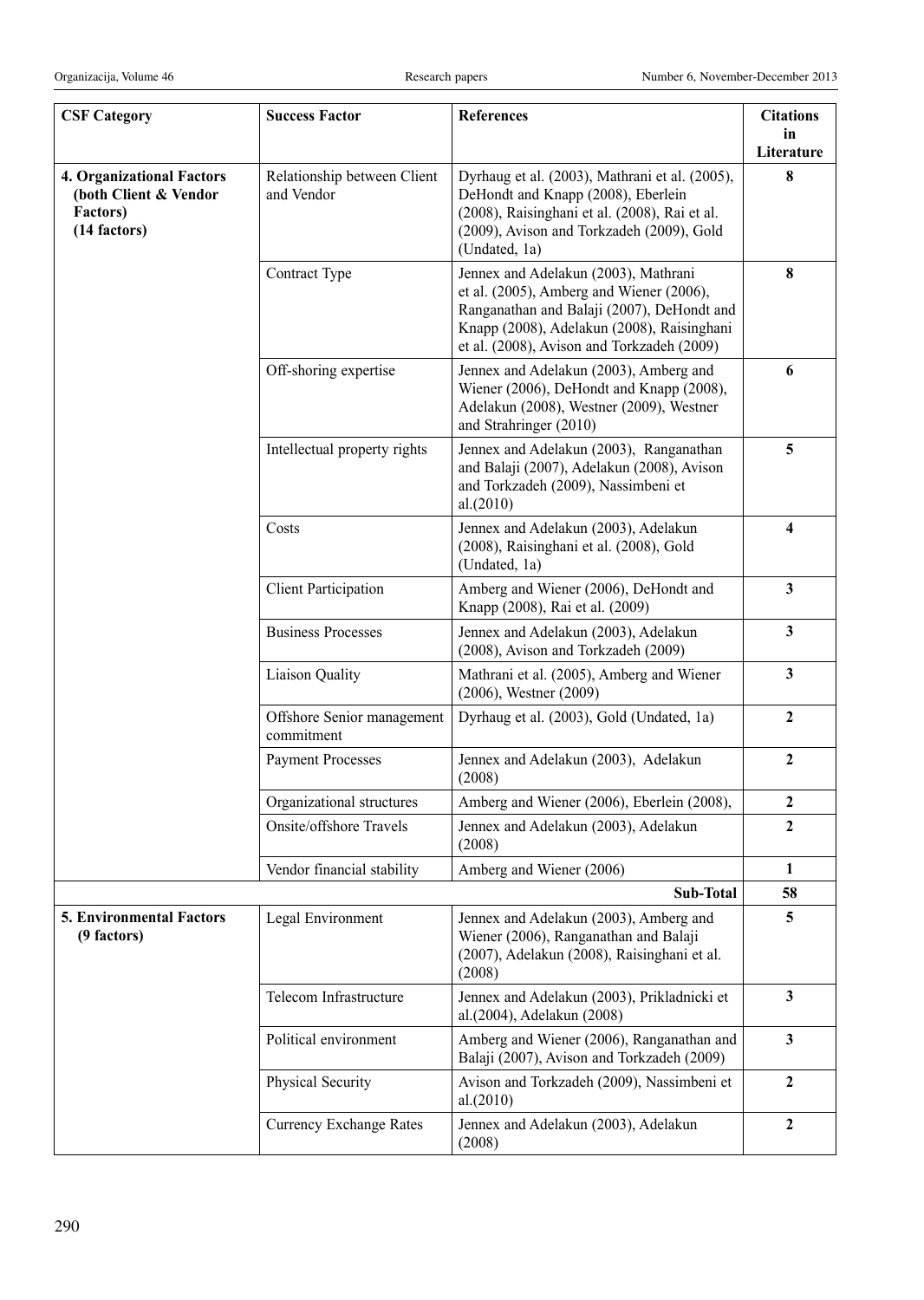| CSF Category | Success Factor | References | Citations in Literature |
|---|---|---|---|
| **4. Organizational Factors (both Client & Vendor Factors) (14 factors)** | Relationship between Client and Vendor | Dyrhaug et al. (2003), Mathrani et al. (2005), DeHondt and Knapp (2008), Eberlein (2008), Raisinghani et al. (2008), Rai et al. (2009), Avison and Torkzadeh (2009), Gold (Undated, 1a) | **8** |
| | Contract Type | Jennex and Adelakun (2003), Mathrani et al. (2005), Amberg and Wiener (2006), Ranganathan and Balaji (2007), DeHondt and Knapp (2008), Adelakun (2008), Raisinghani et al. (2008), Avison and Torkzadeh (2009) | **8** |
| | Off-shoring expertise | Jennex and Adelakun (2003), Amberg and Wiener (2006), DeHondt and Knapp (2008), Adelakun (2008), Westner (2009), Westner and Strahringer (2010) | **6** |
| | Intellectual property rights | Jennex and Adelakun (2003), Ranganathan and Balaji (2007), Adelakun (2008), Avison and Torkzadeh (2009), Nassimbeni et al.(2010) | **5** |
| | Costs | Jennex and Adelakun (2003), Adelakun (2008), Raisinghani et al. (2008), Gold (Undated, 1a) | **4** |
| | Client Participation | Amberg and Wiener (2006), DeHondt and Knapp (2008), Rai et al. (2009) | **3** |
| | Business Processes | Jennex and Adelakun (2003), Adelakun (2008), Avison and Torkzadeh (2009) | **3** |
| | Liaison Quality | Mathrani et al. (2005), Amberg and Wiener (2006), Westner (2009) | **3** |
| | Offshore Senior management commitment | Dyrhaug et al. (2003), Gold (Undated, 1a) | **2** |
| | Payment Processes | Jennex and Adelakun (2003), Adelakun (2008) | **2** |
| | Organizational structures | Amberg and Wiener (2006), Eberlein (2008), | **2** |
| | Onsite/offshore Travels | Jennex and Adelakun (2003), Adelakun (2008) | **2** |
| | Vendor financial stability | Amberg and Wiener (2006) | **1** |
| | | **Sub-Total** | **58** |
| **5. Environmental Factors (9 factors)** | Legal Environment | Jennex and Adelakun (2003), Amberg and Wiener (2006), Ranganathan and Balaji (2007), Adelakun (2008), Raisinghani et al. (2008) | **5** |
| | Telecom Infrastructure | Jennex and Adelakun (2003), Prikladnicki et al.(2004), Adelakun (2008) | **3** |
| | Political environment | Amberg and Wiener (2006), Ranganathan and Balaji (2007), Avison and Torkzadeh (2009) | **3** |
| | Physical Security | Avison and Torkzadeh (2009), Nassimbeni et al.(2010) | **2** |
| | Currency Exchange Rates | Jennex and Adelakun (2003), Adelakun (2008) | **2** |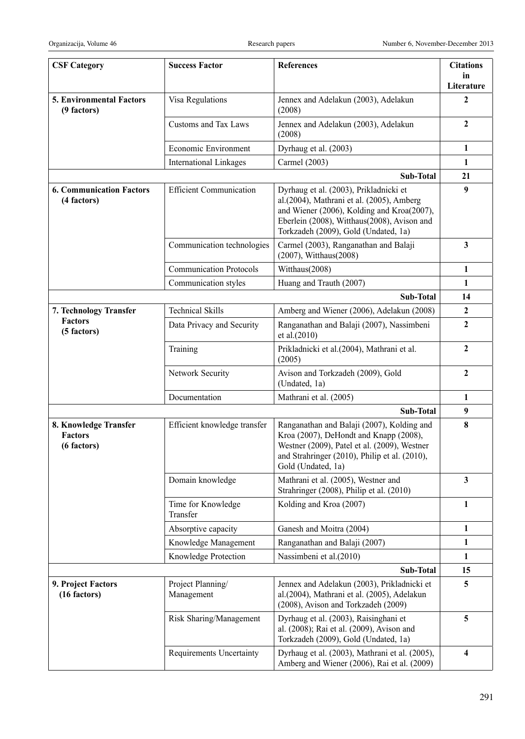| CSF Category | Success Factor | References | Citations in Literature |
|---|---|---|---|
| **5. Environmental Factors (9 factors)** | Visa Regulations | Jennex and Adelakun (2003), Adelakun (2008) | **2** |
| | Customs and Tax Laws | Jennex and Adelakun (2003), Adelakun (2008) | **2** |
| | Economic Environment | Dyrhaug et al. (2003) | **1** |
| | International Linkages | Carmel (2003) | **1** |
| | | **Sub-Total** | **21** |
| **6. Communication Factors (4 factors)** | Efficient Communication | Dyrhaug et al. (2003), Prikladnicki et al.(2004), Mathrani et al. (2005), Amberg and Wiener (2006), Kolding and Kroa(2007), Eberlein (2008), Witthaus(2008), Avison and Torkzadeh (2009), Gold (Undated, 1a) | **9** |
| | Communication technologies | Carmel (2003), Ranganathan and Balaji (2007), Witthaus(2008) | **3** |
| | Communication Protocols | Witthaus(2008) | **1** |
| | Communication styles | Huang and Trauth (2007) | **1** |
| | | **Sub-Total** | **14** |
| **7. Technology Transfer Factors (5 factors)** | Technical Skills | Amberg and Wiener (2006), Adelakun (2008) | **2** |
| | Data Privacy and Security | Ranganathan and Balaji (2007), Nassimbeni et al.(2010) | **2** |
| | Training | Prikladnicki et al.(2004), Mathrani et al. (2005) | **2** |
| | Network Security | Avison and Torkzadeh (2009), Gold (Undated, 1a) | **2** |
| | Documentation | Mathrani et al. (2005) | **1** |
| | | **Sub-Total** | **9** |
| **8. Knowledge Transfer Factors (6 factors)** | Efficient knowledge transfer | Ranganathan and Balaji (2007), Kolding and Kroa (2007), DeHondt and Knapp (2008), Westner (2009), Patel et al. (2009), Westner and Strahringer (2010), Philip et al. (2010), Gold (Undated, 1a) | **8** |
| | Domain knowledge | Mathrani et al. (2005), Westner and Strahringer (2008), Philip et al. (2010) | **3** |
| | Time for Knowledge Transfer | Kolding and Kroa (2007) | **1** |
| | Absorptive capacity | Ganesh and Moitra (2004) | **1** |
| | Knowledge Management | Ranganathan and Balaji (2007) | **1** |
| | Knowledge Protection | Nassimbeni et al.(2010) | **1** |
| | | **Sub-Total** | **15** |
| **9. Project Factors (16 factors)** | Project Planning/ Management | Jennex and Adelakun (2003), Prikladnicki et al.(2004), Mathrani et al. (2005), Adelakun (2008), Avison and Torkzadeh (2009) | **5** |
| | Risk Sharing/Management | Dyrhaug et al. (2003), Raisinghani et al. (2008); Rai et al. (2009), Avison and Torkzadeh (2009), Gold (Undated, 1a) | **5** |
| | Requirements Uncertainty | Dyrhaug et al. (2003), Mathrani et al. (2005), Amberg and Wiener (2006), Rai et al. (2009) | **4** |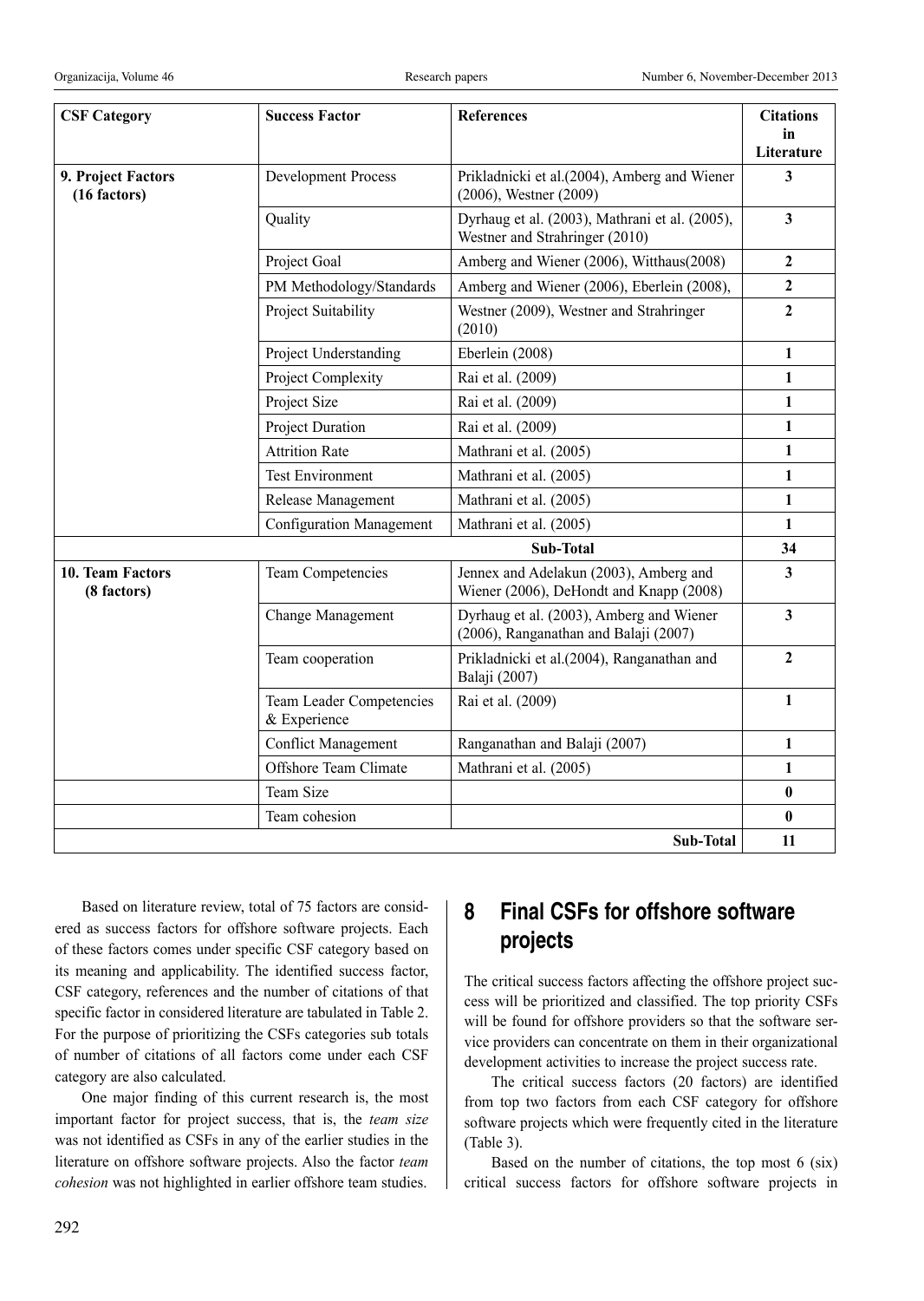| CSF Category | Success Factor | References | Citations in Literature |
|---|---|---|---|
| **9. Project Factors (16 factors)** | Development Process | Prikladnicki et al.(2004), Amberg and Wiener (2006), Westner (2009) | **3** |
| | Quality | Dyrhaug et al. (2003), Mathrani et al. (2005), Westner and Strahringer (2010) | **3** |
| | Project Goal | Amberg and Wiener (2006), Witthaus(2008) | **2** |
| | PM Methodology/Standards | Amberg and Wiener (2006), Eberlein (2008), | **2** |
| | Project Suitability | Westner (2009), Westner and Strahringer (2010) | **2** |
| | Project Understanding | Eberlein (2008) | **1** |
| | Project Complexity | Rai et al. (2009) | **1** |
| | Project Size | Rai et al. (2009) | **1** |
| | Project Duration | Rai et al. (2009) | **1** |
| | Attrition Rate | Mathrani et al. (2005) | **1** |
| | Test Environment | Mathrani et al. (2005) | **1** |
| | Release Management | Mathrani et al. (2005) | **1** |
| | Configuration Management | Mathrani et al. (2005) | **1** |
| | | **Sub-Total** | **34** |
| **10. Team Factors (8 factors)** | Team Competencies | Jennex and Adelakun (2003), Amberg and Wiener (2006), DeHondt and Knapp (2008) | **3** |
| | Change Management | Dyrhaug et al. (2003), Amberg and Wiener (2006), Ranganathan and Balaji (2007) | **3** |
| | Team cooperation | Prikladnicki et al.(2004), Ranganathan and Balaji (2007) | **2** |
| | Team Leader Competencies & Experience | Rai et al. (2009) | **1** |
| | Conflict Management | Ranganathan and Balaji (2007) | **1** |
| | Offshore Team Climate | Mathrani et al. (2005) | **1** |
| | Team Size | | **0** |
| | Team cohesion | | **0** |
| | | **Sub-Total** | **11** |

Based on literature review, total of 75 factors are considered as success factors for offshore software projects. Each of these factors comes under specific CSF category based on its meaning and applicability. The identified success factor, CSF category, references and the number of citations of that specific factor in considered literature are tabulated in Table 2. For the purpose of prioritizing the CSFs categories sub totals of number of citations of all factors come under each CSF category are also calculated.

One major finding of this current research is, the most important factor for project success, that is, the *team size* was not identified as CSFs in any of the earlier studies in the literature on offshore software projects. Also the factor *team cohesion* was not highlighted in earlier offshore team studies.

# 8 Final CSFs for offshore software projects

The critical success factors affecting the offshore project success will be prioritized and classified. The top priority CSFs will be found for offshore providers so that the software service providers can concentrate on them in their organizational development activities to increase the project success rate.

The critical success factors (20 factors) are identified from top two factors from each CSF category for offshore software projects which were frequently cited in the literature (Table 3).

Based on the number of citations, the top most 6 (six) critical success factors for offshore software projects in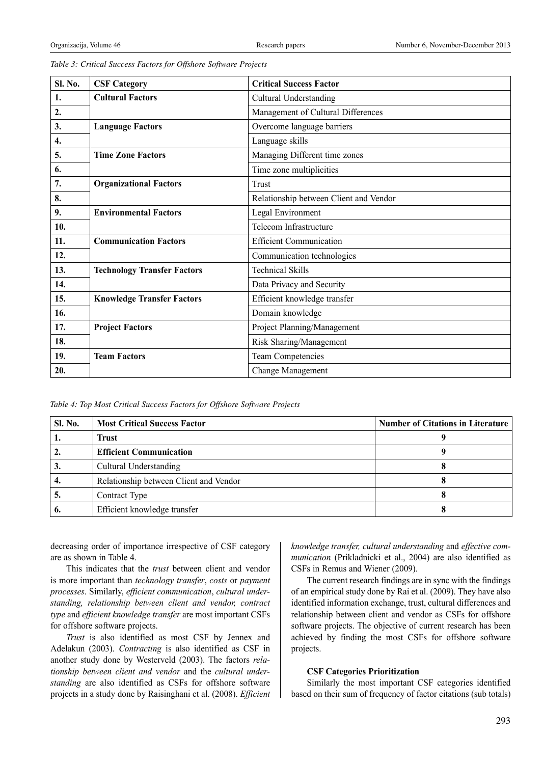*Table 3: Critical Success Factors for Offshore Software Projects*

| Sl. No. | CSF Category | Critical Success Factor |
|---|---|---|
| 1. | **Cultural Factors** | Cultural Understanding |
| 2. | | Management of Cultural Differences |
| 3. | **Language Factors** | Overcome language barriers |
| 4. | | Language skills |
| 5. | **Time Zone Factors** | Managing Different time zones |
| 6. | | Time zone multiplicities |
| 7. | **Organizational Factors** | Trust |
| 8. | | Relationship between Client and Vendor |
| 9. | **Environmental Factors** | Legal Environment |
| 10. | | Telecom Infrastructure |
| 11. | **Communication Factors** | Efficient Communication |
| 12. | | Communication technologies |
| 13. | **Technology Transfer Factors** | Technical Skills |
| 14. | | Data Privacy and Security |
| 15. | **Knowledge Transfer Factors** | Efficient knowledge transfer |
| 16. | | Domain knowledge |
| 17. | **Project Factors** | Project Planning/Management |
| 18. | | Risk Sharing/Management |
| 19. | **Team Factors** | Team Competencies |
| 20. | | Change Management |

*Table 4: Top Most Critical Success Factors for Offshore Software Projects*

| Sl. No. | Most Critical Success Factor | Number of Citations in Literature |
|---|---|---|
| 1. | **Trust** | **9** |
| 2. | **Efficient Communication** | **9** |
| 3. | Cultural Understanding | **8** |
| 4. | Relationship between Client and Vendor | **8** |
| 5. | Contract Type | **8** |
| 6. | Efficient knowledge transfer | **8** |

decreasing order of importance irrespective of CSF category are as shown in Table 4.

This indicates that the *trust* between client and vendor is more important than *technology transfer*, *costs* or *payment processes*. Similarly, *efficient communication*, *cultural understanding, relationship between client and vendor, contract type* and *efficient knowledge transfer* are most important CSFs for offshore software projects.

*Trust* is also identified as most CSF by Jennex and Adelakun (2003). *Contracting* is also identified as CSF in another study done by Westerveld (2003). The factors *relationship between client and vendor* and the *cultural understanding* are also identified as CSFs for offshore software projects in a study done by Raisinghani et al. (2008). *Efficient knowledge transfer, cultural understanding* and *effective communication* (Prikladnicki et al., 2004) are also identified as CSFs in Remus and Wiener (2009).

The current research findings are in sync with the findings of an empirical study done by Rai et al. (2009). They have also identified information exchange, trust, cultural differences and relationship between client and vendor as CSFs for offshore software projects. The objective of current research has been achieved by finding the most CSFs for offshore software projects.

#### CSF Categories Prioritization

Similarly the most important CSF categories identified based on their sum of frequency of factor citations (sub totals)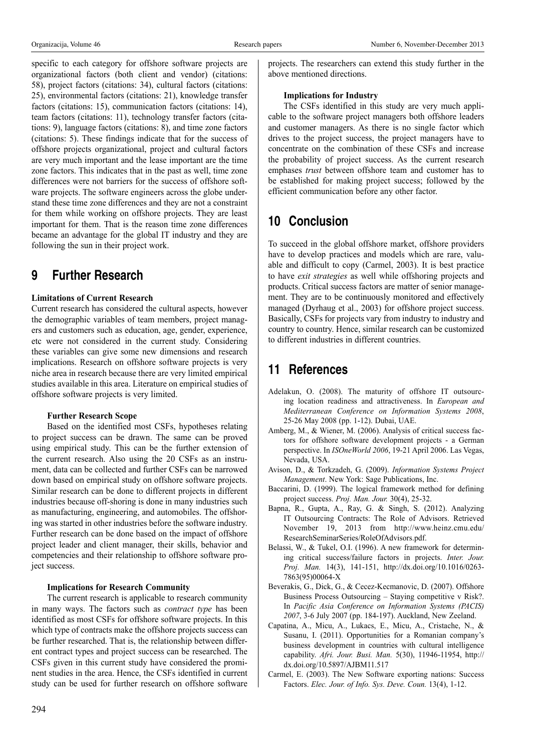specific to each category for offshore software projects are organizational factors (both client and vendor) (citations: 58), project factors (citations: 34), cultural factors (citations: 25), environmental factors (citations: 21), knowledge transfer factors (citations: 15), communication factors (citations: 14), team factors (citations: 11), technology transfer factors (citations: 9), language factors (citations: 8), and time zone factors (citations: 5). These findings indicate that for the success of offshore projects organizational, project and cultural factors are very much important and the lease important are the time zone factors. This indicates that in the past as well, time zone differences were not barriers for the success of offshore software projects. The software engineers across the globe understand these time zone differences and they are not a constraint for them while working on offshore projects. They are least important for them. That is the reason time zone differences became an advantage for the global IT industry and they are following the sun in their project work.

## 9 Further Research

**Limitations of Current Research**

Current research has considered the cultural aspects, however the demographic variables of team members, project managers and customers such as education, age, gender, experience, etc were not considered in the current study. Considering these variables can give some new dimensions and research implications. Research on offshore software projects is very niche area in research because there are very limited empirical studies available in this area. Literature on empirical studies of offshore software projects is very limited.

**Further Research Scope**

Based on the identified most CSFs, hypotheses relating to project success can be drawn. The same can be proved using empirical study. This can be the further extension of the current research. Also using the 20 CSFs as an instrument, data can be collected and further CSFs can be narrowed down based on empirical study on offshore software projects. Similar research can be done to different projects in different industries because off-shoring is done in many industries such as manufacturing, engineering, and automobiles. The offshoring was started in other industries before the software industry. Further research can be done based on the impact of offshore project leader and client manager, their skills, behavior and competencies and their relationship to offshore software project success.

**Implications for Research Community**

The current research is applicable to research community in many ways. The factors such as *contract type* has been identified as most CSFs for offshore software projects. In this which type of contracts make the offshore projects success can be further researched. That is, the relationship between different contract types and project success can be researched. The CSFs given in this current study have considered the prominent studies in the area. Hence, the CSFs identified in current study can be used for further research on offshore software projects. The researchers can extend this study further in the above mentioned directions.

**Implications for Industry**

The CSFs identified in this study are very much applicable to the software project managers both offshore leaders and customer managers. As there is no single factor which drives to the project success, the project managers have to concentrate on the combination of these CSFs and increase the probability of project success. As the current research emphases *trust* between offshore team and customer has to be established for making project success; followed by the efficient communication before any other factor.

## 10 Conclusion

To succeed in the global offshore market, offshore providers have to develop practices and models which are rare, valuable and difficult to copy (Carmel, 2003). It is best practice to have *exit strategies* as well while offshoring projects and products. Critical success factors are matter of senior management. They are to be continuously monitored and effectively managed (Dyrhaug et al., 2003) for offshore project success. Basically, CSFs for projects vary from industry to industry and country to country. Hence, similar research can be customized to different industries in different countries.

## 11 References

Adelakun, O. (2008). The maturity of offshore IT outsourcing location readiness and attractiveness. In *European and Mediterranean Conference on Information Systems 2008*, 25-26 May 2008 (pp. 1-12). Dubai, UAE.

Amberg, M., & Wiener, M. (2006). Analysis of critical success factors for offshore software development projects - a German perspective. In *ISOneWorld 2006*, 19-21 April 2006. Las Vegas, Nevada, USA.

Avison, D., & Torkzadeh, G. (2009). *Information Systems Project Management*. New York: Sage Publications, Inc.

Baccarini, D. (1999). The logical framework method for defining project success. *Proj. Man. Jour.* 30(4), 25-32.

Bapna, R., Gupta, A., Ray, G. & Singh, S. (2012). Analyzing IT Outsourcing Contracts: The Role of Advisors. Retrieved November 19, 2013 from http://www.heinz.cmu.edu/ResearchSeminarSeries/RoleOfAdvisors.pdf.

Belassi, W., & Tukel, O.I. (1996). A new framework for determining critical success/failure factors in projects. *Inter. Jour. Proj. Man.* 14(3), 141-151, http://dx.doi.org/10.1016/0263-7863(95)00064-X

Beverakis, G., Dick, G., & Cecez-Kecmanovic, D. (2007). Offshore Business Process Outsourcing – Staying competitive v Risk?. In *Pacific Asia Conference on Information Systems (PACIS) 2007*, 3-6 July 2007 (pp. 184-197). Auckland, New Zeeland.

Capatina, A., Micu, A., Lukacs, E., Micu, A., Cristache, N., & Susanu, I. (2011). Opportunities for a Romanian company's business development in countries with cultural intelligence capability. *Afri. Jour. Busi. Man.* 5(30), 11946-11954, http://dx.doi.org/10.5897/AJBM11.517

Carmel, E. (2003). The New Software exporting nations: Success Factors. *Elec. Jour. of Info. Sys. Deve. Coun.* 13(4), 1-12.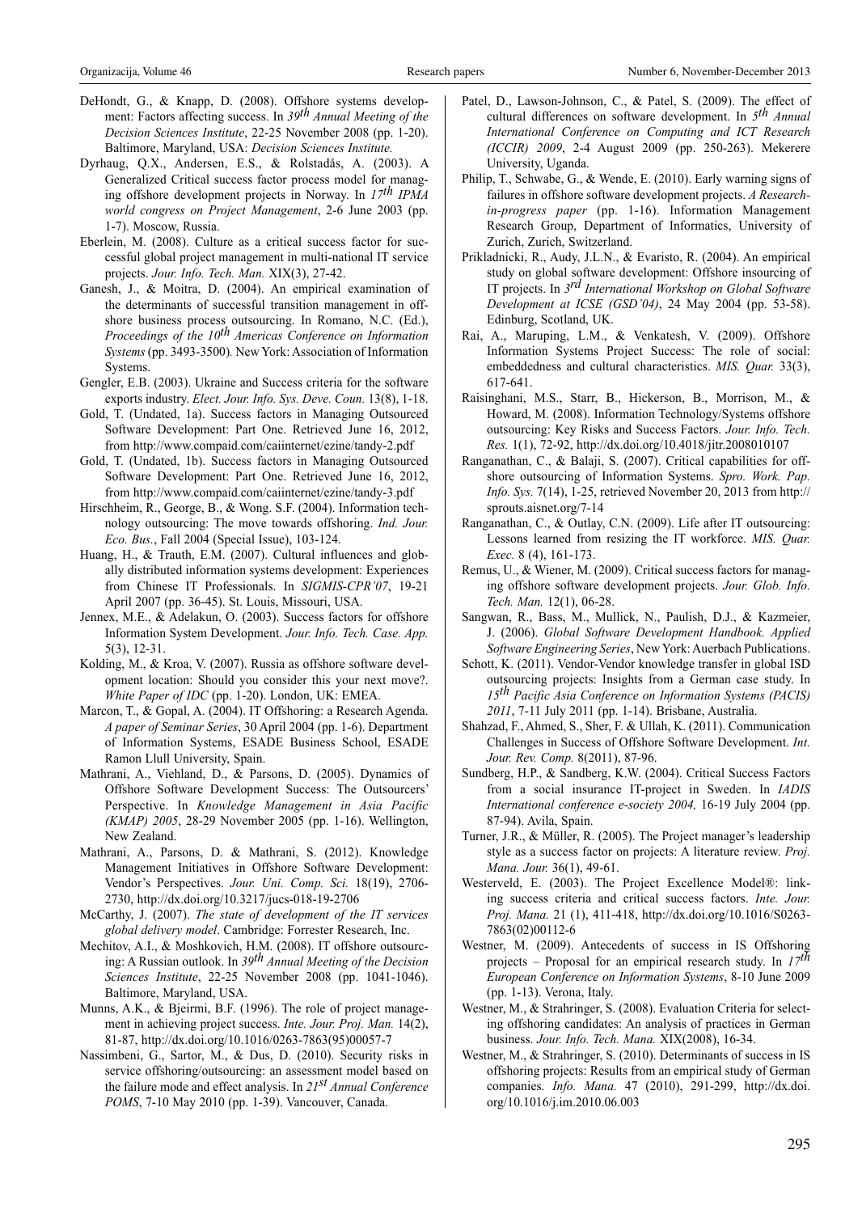DeHondt, G., & Knapp, D. (2008). Offshore systems development: Factors affecting success. In *39th Annual Meeting of the Decision Sciences Institute*, 22-25 November 2008 (pp. 1-20). Baltimore, Maryland, USA: *Decision Sciences Institute.*

Dyrhaug, Q.X., Andersen, E.S., & Rolstadås, A. (2003). A Generalized Critical success factor process model for managing offshore development projects in Norway. In *17th IPMA world congress on Project Management*, 2-6 June 2003 (pp. 1-7). Moscow, Russia.

Eberlein, M. (2008). Culture as a critical success factor for successful global project management in multi-national IT service projects. *Jour. Info. Tech. Man.* XIX(3), 27-42.

Ganesh, J., & Moitra, D. (2004). An empirical examination of the determinants of successful transition management in offshore business process outsourcing. In Romano, N.C. (Ed.), *Proceedings of the 10th Americas Conference on Information Systems* (pp. 3493-3500)*.* New York: Association of Information Systems.

Gengler, E.B. (2003). Ukraine and Success criteria for the software exports industry. *Elect. Jour. Info. Sys. Deve. Coun.* 13(8), 1-18.

Gold, T. (Undated, 1a). Success factors in Managing Outsourced Software Development: Part One. Retrieved June 16, 2012, from http://www.compaid.com/caiinternet/ezine/tandy-2.pdf

Gold, T. (Undated, 1b). Success factors in Managing Outsourced Software Development: Part One. Retrieved June 16, 2012, from http://www.compaid.com/caiinternet/ezine/tandy-3.pdf

Hirschheim, R., George, B., & Wong. S.F. (2004). Information technology outsourcing: The move towards offshoring. *Ind. Jour. Eco. Bus.*, Fall 2004 (Special Issue), 103-124.

Huang, H., & Trauth, E.M. (2007). Cultural influences and globally distributed information systems development: Experiences from Chinese IT Professionals. In *SIGMIS-CPR'07*, 19-21 April 2007 (pp. 36-45). St. Louis, Missouri, USA.

Jennex, M.E., & Adelakun, O. (2003). Success factors for offshore Information System Development. *Jour. Info. Tech. Case. App.* 5(3), 12-31.

Kolding, M., & Kroa, V. (2007). Russia as offshore software development location: Should you consider this your next move?. *White Paper of IDC* (pp. 1-20). London, UK: EMEA.

Marcon, T., & Gopal, A. (2004). IT Offshoring: a Research Agenda. *A paper of Seminar Series*, 30 April 2004 (pp. 1-6). Department of Information Systems, ESADE Business School, ESADE Ramon Llull University, Spain.

Mathrani, A., Viehland, D., & Parsons, D. (2005). Dynamics of Offshore Software Development Success: The Outsourcers' Perspective. In *Knowledge Management in Asia Pacific (KMAP) 2005*, 28-29 November 2005 (pp. 1-16). Wellington, New Zealand.

Mathrani, A., Parsons, D. & Mathrani, S. (2012). Knowledge Management Initiatives in Offshore Software Development: Vendor's Perspectives. *Jour. Uni. Comp. Sci.* 18(19), 2706-2730, http://dx.doi.org/10.3217/jucs-018-19-2706

McCarthy, J. (2007). *The state of development of the IT services global delivery model*. Cambridge: Forrester Research, Inc.

Mechitov, A.I., & Moshkovich, H.M. (2008). IT offshore outsourcing: A Russian outlook. In *39th Annual Meeting of the Decision Sciences Institute*, 22-25 November 2008 (pp. 1041-1046). Baltimore, Maryland, USA.

Munns, A.K., & Bjeirmi, B.F. (1996). The role of project management in achieving project success. *Inte. Jour. Proj. Man.* 14(2), 81-87, http://dx.doi.org/10.1016/0263-7863(95)00057-7

Nassimbeni, G., Sartor, M., & Dus, D. (2010). Security risks in service offshoring/outsourcing: an assessment model based on the failure mode and effect analysis. In *21st Annual Conference POMS*, 7-10 May 2010 (pp. 1-39). Vancouver, Canada.

Patel, D., Lawson-Johnson, C., & Patel, S. (2009). The effect of cultural differences on software development. In *5th Annual International Conference on Computing and ICT Research (ICCIR) 2009*, 2-4 August 2009 (pp. 250-263). Mekerere University, Uganda.

Philip, T., Schwabe, G., & Wende, E. (2010). Early warning signs of failures in offshore software development projects. *A Research-in-progress paper* (pp. 1-16). Information Management Research Group, Department of Informatics, University of Zurich, Zurich, Switzerland.

Prikladnicki, R., Audy, J.L.N., & Evaristo, R. (2004). An empirical study on global software development: Offshore insourcing of IT projects. In *3rd International Workshop on Global Software Development at ICSE (GSD'04)*, 24 May 2004 (pp. 53-58). Edinburg, Scotland, UK.

Rai, A., Maruping, L.M., & Venkatesh, V. (2009). Offshore Information Systems Project Success: The role of social: embeddedness and cultural characteristics. *MIS. Quar.* 33(3), 617-641.

Raisinghani, M.S., Starr, B., Hickerson, B., Morrison, M., & Howard, M. (2008). Information Technology/Systems offshore outsourcing: Key Risks and Success Factors. *Jour. Info. Tech. Res.* 1(1), 72-92, http://dx.doi.org/10.4018/jitr.2008010107

Ranganathan, C., & Balaji, S. (2007). Critical capabilities for offshore outsourcing of Information Systems. *Spro. Work. Pap. Info. Sys.* 7(14), 1-25, retrieved November 20, 2013 from http://sprouts.aisnet.org/7-14

Ranganathan, C., & Outlay, C.N. (2009). Life after IT outsourcing: Lessons learned from resizing the IT workforce. *MIS. Quar. Exec.* 8 (4), 161-173.

Remus, U., & Wiener, M. (2009). Critical success factors for managing offshore software development projects. *Jour. Glob. Info. Tech. Man.* 12(1), 06-28.

Sangwan, R., Bass, M., Mullick, N., Paulish, D.J., & Kazmeier, J. (2006). *Global Software Development Handbook. Applied Software Engineering Series*, New York: Auerbach Publications.

Schott, K. (2011). Vendor-Vendor knowledge transfer in global ISD outsourcing projects: Insights from a German case study. In *15th Pacific Asia Conference on Information Systems (PACIS) 2011*, 7-11 July 2011 (pp. 1-14). Brisbane, Australia.

Shahzad, F., Ahmed, S., Sher, F. & Ullah, K. (2011). Communication Challenges in Success of Offshore Software Development. *Int. Jour. Rev. Comp.* 8(2011), 87-96.

Sundberg, H.P., & Sandberg, K.W. (2004). Critical Success Factors from a social insurance IT-project in Sweden. In *IADIS International conference e-society 2004,* 16-19 July 2004 (pp. 87-94). Avila, Spain.

Turner, J.R., & Müller, R. (2005). The Project manager's leadership style as a success factor on projects: A literature review. *Proj. Mana. Jour.* 36(1), 49-61.

Westerveld, E. (2003). The Project Excellence Model®: linking success criteria and critical success factors. *Inte. Jour. Proj. Mana.* 21 (1), 411-418, http://dx.doi.org/10.1016/S0263-7863(02)00112-6

Westner, M. (2009). Antecedents of success in IS Offshoring projects – Proposal for an empirical research study. In *17th European Conference on Information Systems*, 8-10 June 2009 (pp. 1-13). Verona, Italy.

Westner, M., & Strahringer, S. (2008). Evaluation Criteria for selecting offshoring candidates: An analysis of practices in German business. *Jour. Info. Tech. Mana.* XIX(2008), 16-34.

Westner, M., & Strahringer, S. (2010). Determinants of success in IS offshoring projects: Results from an empirical study of German companies. *Info. Mana.* 47 (2010), 291-299, http://dx.doi.org/10.1016/j.im.2010.06.003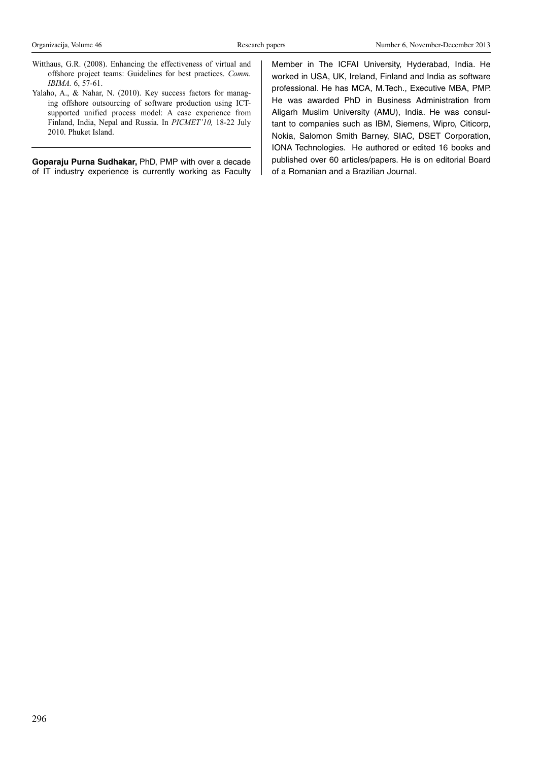Witthaus, G.R. (2008). Enhancing the effectiveness of virtual and offshore project teams: Guidelines for best practices. *Comm. IBIMA.* 6, 57-61.

Yalaho, A., & Nahar, N. (2010). Key success factors for managing offshore outsourcing of software production using ICT-supported unified process model: A case experience from Finland, India, Nepal and Russia. In *PICMET'10,* 18-22 July 2010. Phuket Island.

---

**Goparaju Purna Sudhakar,** PhD, PMP with over a decade of IT industry experience is currently working as Faculty Member in The ICFAI University, Hyderabad, India. He worked in USA, UK, Ireland, Finland and India as software professional. He has MCA, M.Tech., Executive MBA, PMP. He was awarded PhD in Business Administration from Aligarh Muslim University (AMU), India. He was consultant to companies such as IBM, Siemens, Wipro, Citicorp, Nokia, Salomon Smith Barney, SIAC, DSET Corporation, IONA Technologies. He authored or edited 16 books and published over 60 articles/papers. He is on editorial Board of a Romanian and a Brazilian Journal.